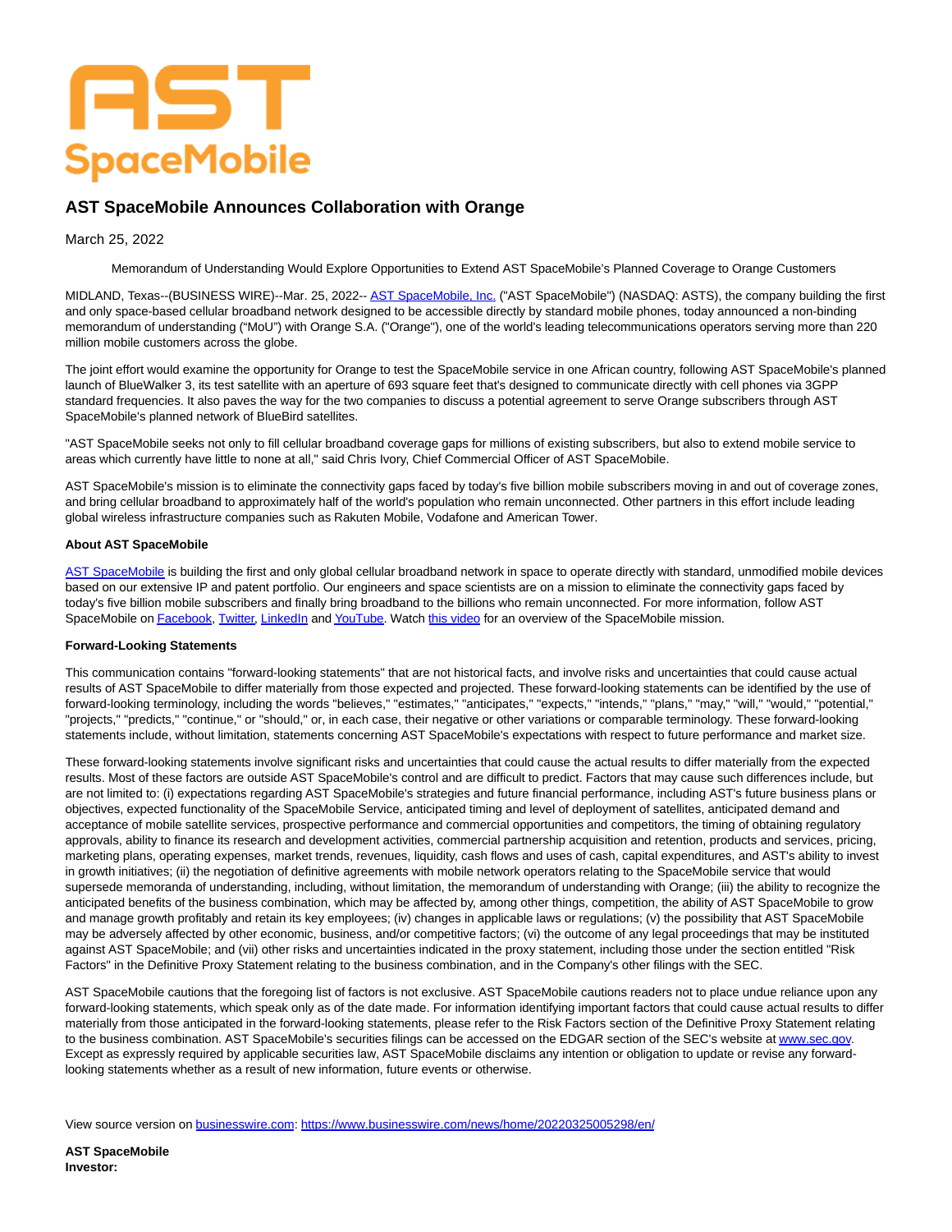# AST SpaceMobile Announces Collaboration with Orange

March 25, 2022

Memorandum of Understanding Would Explore Opportunities to Extend AST SpaceMobile's Planned Coverage to Orange Customers

MIDLAND, Texas--(BUSINESS WIRE)--Mar. 25, 2022-- AST SpaceMobile, Inc. ("AST SpaceMobile") (NASDAQ: ASTS), the company building the first and only space-based cellular broadband network designed to be accessible directly by standard mobile phones, today announced a non-binding memorandum of understanding ("MoU") with Orange S.A. ("Orange"), one of the world's leading telecommunications operators serving more than 220 million mobile customers across the globe.

The joint effort would examine the opportunity for Orange to test the SpaceMobile service in one African country, following AST SpaceMobile's planned launch of BlueWalker 3, its test satellite with an aperture of 693 square feet that's designed to communicate directly with cell phones via 3GPP standard frequencies. It also paves the way for the two companies to discuss a potential agreement to serve Orange subscribers through AST SpaceMobile's planned network of BlueBird satellites.

"AST SpaceMobile seeks not only to fill cellular broadband coverage gaps for millions of existing subscribers, but also to extend mobile service to areas which currently have little to none at all," said Chris Ivory, Chief Commercial Officer of AST SpaceMobile.

AST SpaceMobile's mission is to eliminate the connectivity gaps faced by today's five billion mobile subscribers moving in and out of coverage zones, and bring cellular broadband to approximately half of the world's population who remain unconnected. Other partners in this effort include leading global wireless infrastructure companies such as Rakuten Mobile, Vodafone and American Tower.

**About AST SpaceMobile**

AST SpaceMobile is building the first and only global cellular broadband network in space to operate directly with standard, unmodified mobile devices based on our extensive IP and patent portfolio. Our engineers and space scientists are on a mission to eliminate the connectivity gaps faced by today's five billion mobile subscribers and finally bring broadband to the billions who remain unconnected. For more information, follow AST SpaceMobile on Facebook, Twitter, LinkedIn and YouTube. Watch this video for an overview of the SpaceMobile mission.

**Forward-Looking Statements**

This communication contains "forward-looking statements" that are not historical facts, and involve risks and uncertainties that could cause actual results of AST SpaceMobile to differ materially from those expected and projected. These forward-looking statements can be identified by the use of forward-looking terminology, including the words "believes," "estimates," "anticipates," "expects," "intends," "plans," "may," "will," "would," "potential," "projects," "predicts," "continue," or "should," or, in each case, their negative or other variations or comparable terminology. These forward-looking statements include, without limitation, statements concerning AST SpaceMobile's expectations with respect to future performance and market size.

These forward-looking statements involve significant risks and uncertainties that could cause the actual results to differ materially from the expected results. Most of these factors are outside AST SpaceMobile's control and are difficult to predict. Factors that may cause such differences include, but are not limited to: (i) expectations regarding AST SpaceMobile's strategies and future financial performance, including AST's future business plans or objectives, expected functionality of the SpaceMobile Service, anticipated timing and level of deployment of satellites, anticipated demand and acceptance of mobile satellite services, prospective performance and commercial opportunities and competitors, the timing of obtaining regulatory approvals, ability to finance its research and development activities, commercial partnership acquisition and retention, products and services, pricing, marketing plans, operating expenses, market trends, revenues, liquidity, cash flows and uses of cash, capital expenditures, and AST's ability to invest in growth initiatives; (ii) the negotiation of definitive agreements with mobile network operators relating to the SpaceMobile service that would supersede memoranda of understanding, including, without limitation, the memorandum of understanding with Orange; (iii) the ability to recognize the anticipated benefits of the business combination, which may be affected by, among other things, competition, the ability of AST SpaceMobile to grow and manage growth profitably and retain its key employees; (iv) changes in applicable laws or regulations; (v) the possibility that AST SpaceMobile may be adversely affected by other economic, business, and/or competitive factors; (vi) the outcome of any legal proceedings that may be instituted against AST SpaceMobile; and (vii) other risks and uncertainties indicated in the proxy statement, including those under the section entitled "Risk Factors" in the Definitive Proxy Statement relating to the business combination, and in the Company's other filings with the SEC.

AST SpaceMobile cautions that the foregoing list of factors is not exclusive. AST SpaceMobile cautions readers not to place undue reliance upon any forward-looking statements, which speak only as of the date made. For information identifying important factors that could cause actual results to differ materially from those anticipated in the forward-looking statements, please refer to the Risk Factors section of the Definitive Proxy Statement relating to the business combination. AST SpaceMobile's securities filings can be accessed on the EDGAR section of the SEC's website at www.sec.gov. Except as expressly required by applicable securities law, AST SpaceMobile disclaims any intention or obligation to update or revise any forward-looking statements whether as a result of new information, future events or otherwise.

View source version on businesswire.com: https://www.businesswire.com/news/home/20220325005298/en/

**AST SpaceMobile**
**Investor:**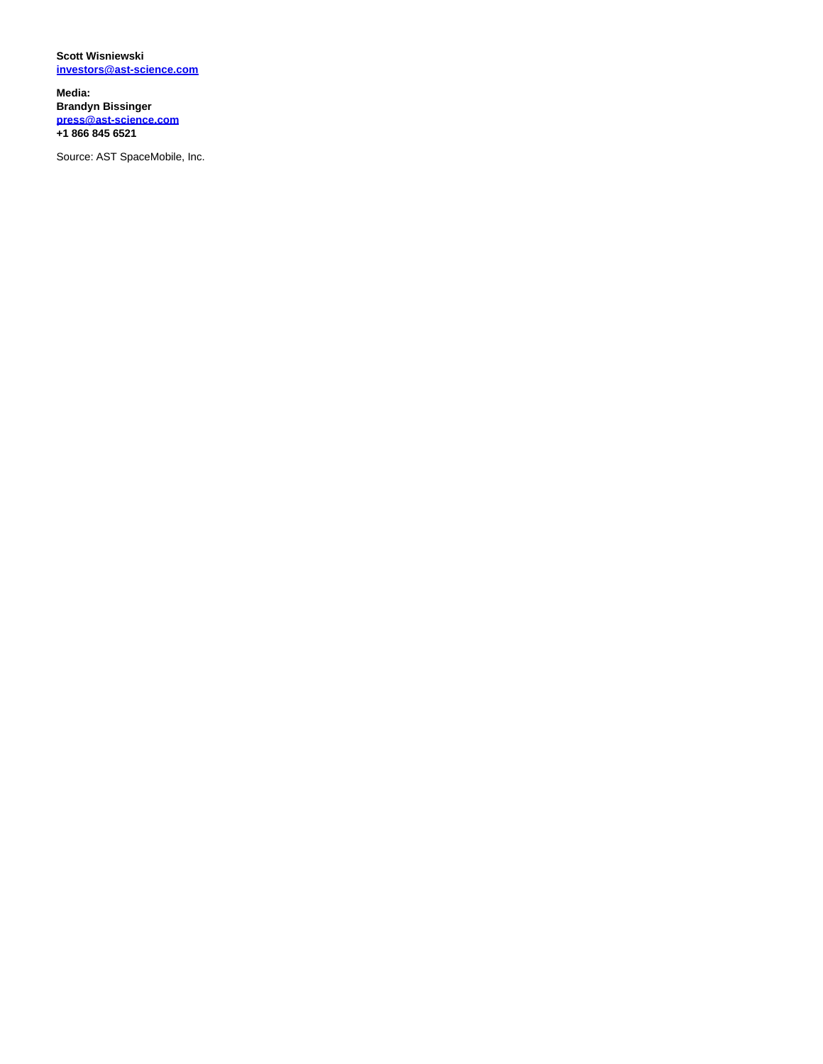**Scott Wisniewski**
**investors@ast-science.com**

**Media:**
**Brandyn Bissinger**
**press@ast-science.com**
**+1 866 845 6521**

Source: AST SpaceMobile, Inc.